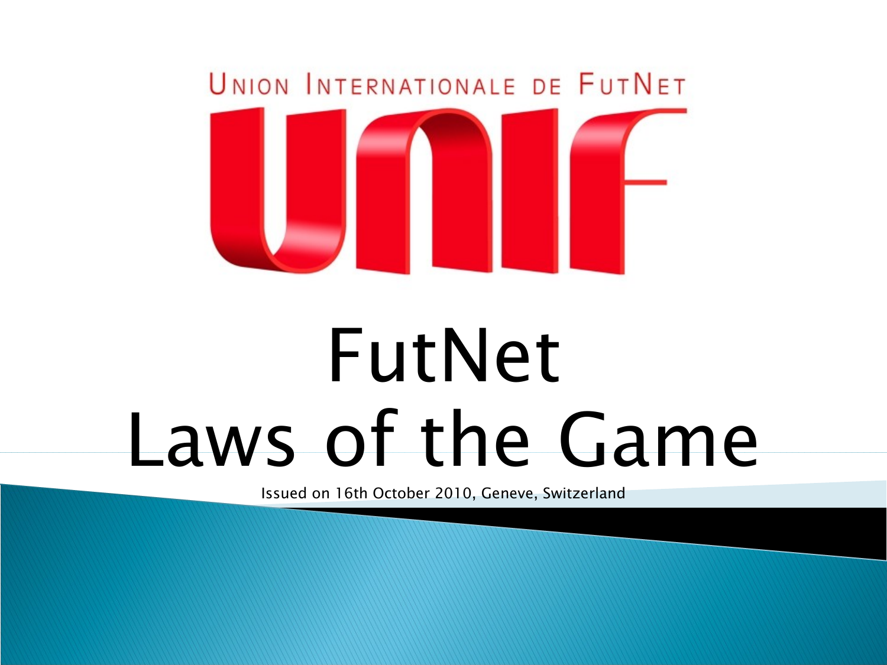Union Internationale de FutNet

UNIF

# FutNet Laws of the Game

Issued on 16th October 2010, Geneve, Switzerland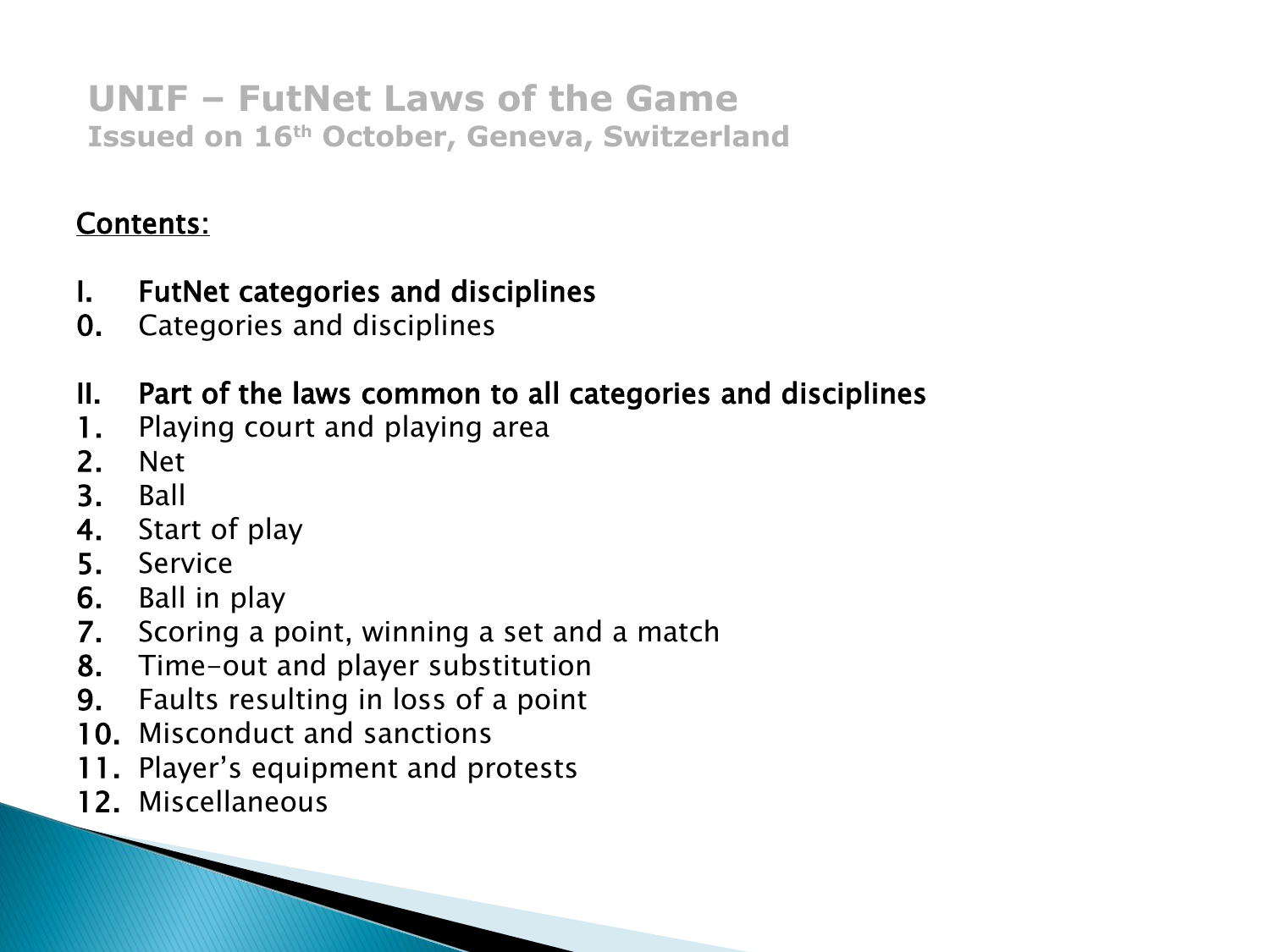## UNIF – FutNet Laws of the Game

**Issued on 16th October, Geneva, Switzerland**

<u>Contents:</u>

**I. FutNet categories and disciplines**

0. Categories and disciplines

**II. Part of the laws common to all categories and disciplines**

1. Playing court and playing area
2. Net
3. Ball
4. Start of play
5. Service
6. Ball in play
7. Scoring a point, winning a set and a match
8. Time-out and player substitution
9. Faults resulting in loss of a point
10. Misconduct and sanctions
11. Player's equipment and protests
12. Miscellaneous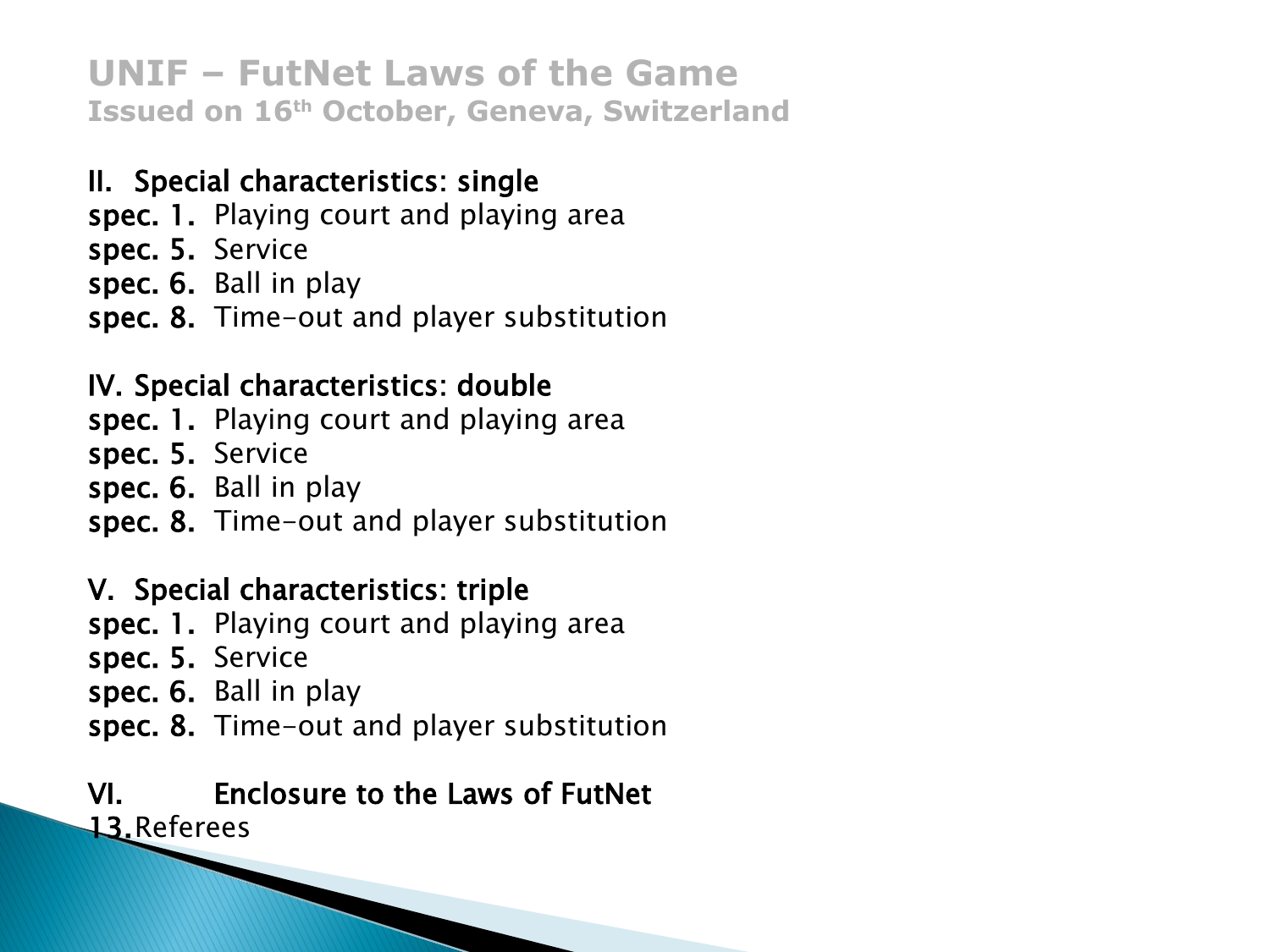# UNIF – FutNet Laws of the Game

**Issued on 16th October, Geneva, Switzerland**

## II. Special characteristics: single

**spec. 1.** Playing court and playing area
**spec. 5.** Service
**spec. 6.** Ball in play
**spec. 8.** Time-out and player substitution

## IV. Special characteristics: double

**spec. 1.** Playing court and playing area
**spec. 5.** Service
**spec. 6.** Ball in play
**spec. 8.** Time-out and player substitution

## V. Special characteristics: triple

**spec. 1.** Playing court and playing area
**spec. 5.** Service
**spec. 6.** Ball in play
**spec. 8.** Time-out and player substitution

## VI. Enclosure to the Laws of FutNet

**13.** Referees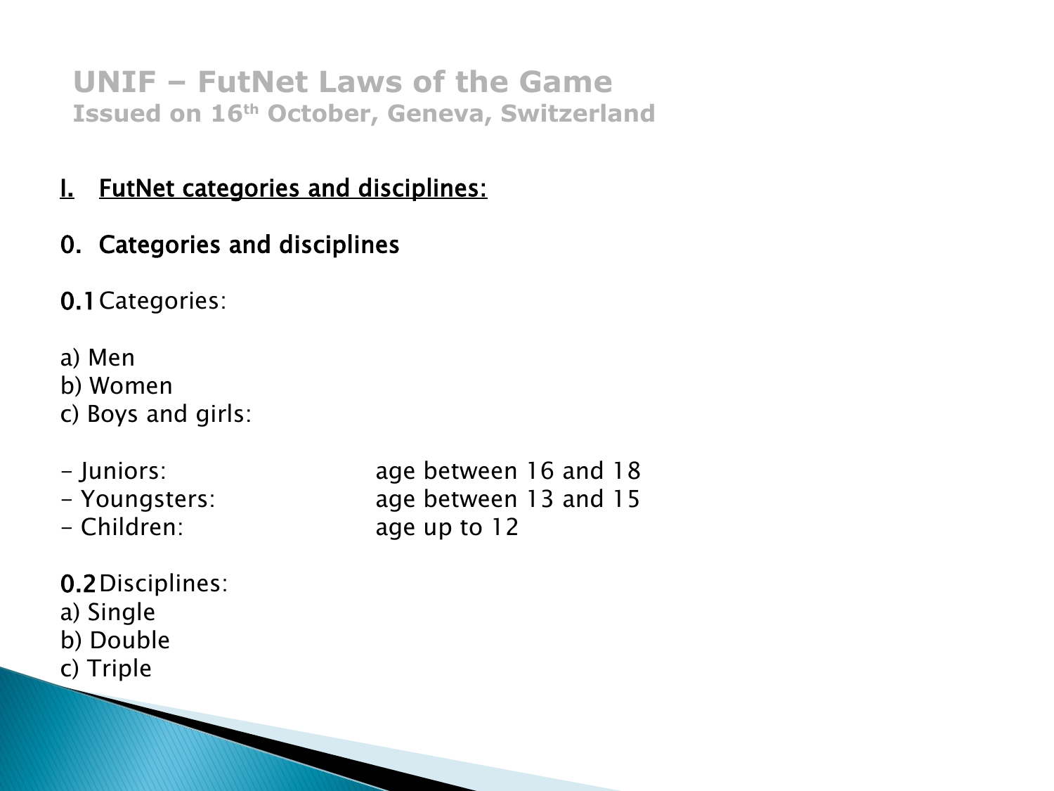# UNIF – FutNet Laws of the Game

Issued on 16th October, Geneva, Switzerland

## I. FutNet categories and disciplines:

### 0. Categories and disciplines

**0.1** Categories:

a) Men
b) Women
c) Boys and girls:

| | |
|---|---|
| - Juniors: | age between 16 and 18 |
| - Youngsters: | age between 13 and 15 |
| - Children: | age up to 12 |

**0.2** Disciplines:

a) Single
b) Double
c) Triple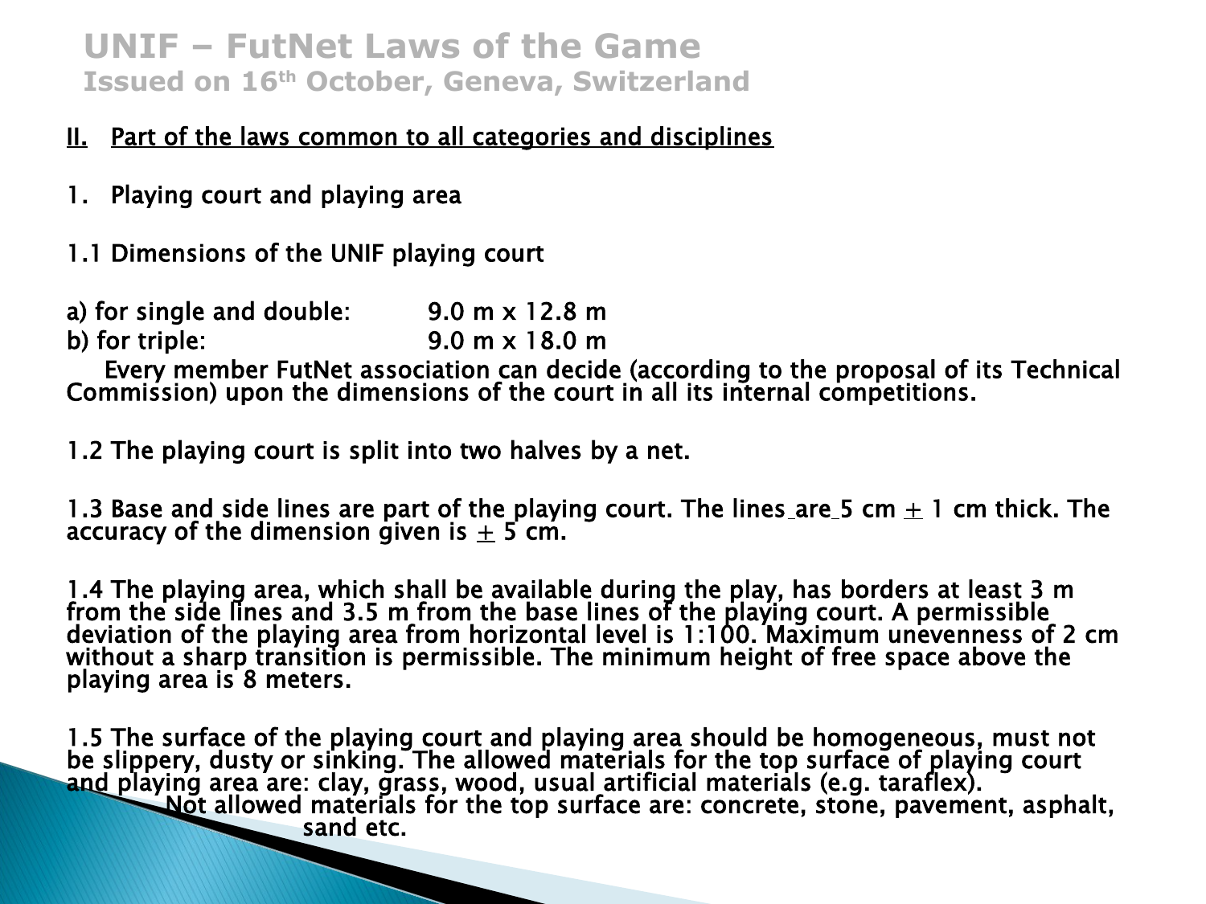# UNIF – FutNet Laws of the Game
**Issued on 16th October, Geneva, Switzerland**

## II. Part of the laws common to all categories and disciplines

### 1. Playing court and playing area

#### 1.1 Dimensions of the UNIF playing court

a) for single and double: 9.0 m x 12.8 m
b) for triple: 9.0 m x 18.0 m

Every member FutNet association can decide (according to the proposal of its Technical Commission) upon the dimensions of the court in all its internal competitions.

1.2 The playing court is split into two halves by a net.

1.3 Base and side lines are part of the playing court. The lines are 5 cm ± 1 cm thick. The accuracy of the dimension given is ± 5 cm.

1.4 The playing area, which shall be available during the play, has borders at least 3 m from the side lines and 3.5 m from the base lines of the playing court. A permissible deviation of the playing area from horizontal level is 1:100. Maximum unevenness of 2 cm without a sharp transition is permissible. The minimum height of free space above the playing area is 8 meters.

1.5 The surface of the playing court and playing area should be homogeneous, must not be slippery, dusty or sinking. The allowed materials for the top surface of playing court and playing area are: clay, grass, wood, usual artificial materials (e.g. taraflex).
Not allowed materials for the top surface are: concrete, stone, pavement, asphalt, sand etc.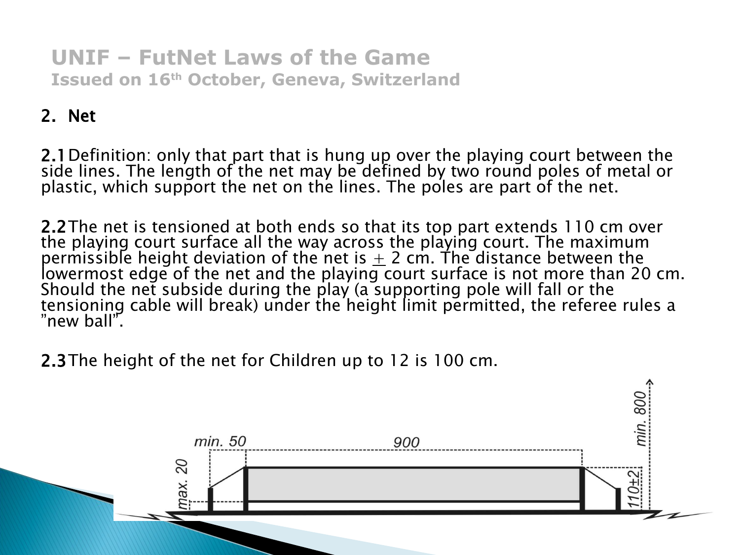# UNIF – FutNet Laws of the Game

**Issued on 16th October, Geneva, Switzerland**

## 2. Net

**2.1** Definition: only that part that is hung up over the playing court between the side lines. The length of the net may be defined by two round poles of metal or plastic, which support the net on the lines. The poles are part of the net.

**2.2** The net is tensioned at both ends so that its top part extends 110 cm over the playing court surface all the way across the playing court. The maximum permissible height deviation of the net is $\pm$ 2 cm. The distance between the lowermost edge of the net and the playing court surface is not more than 20 cm. Should the net subside during the play (a supporting pole will fall or the tensioning cable will break) under the height limit permitted, the referee rules a "new ball".

**2.3** The height of the net for Children up to 12 is 100 cm.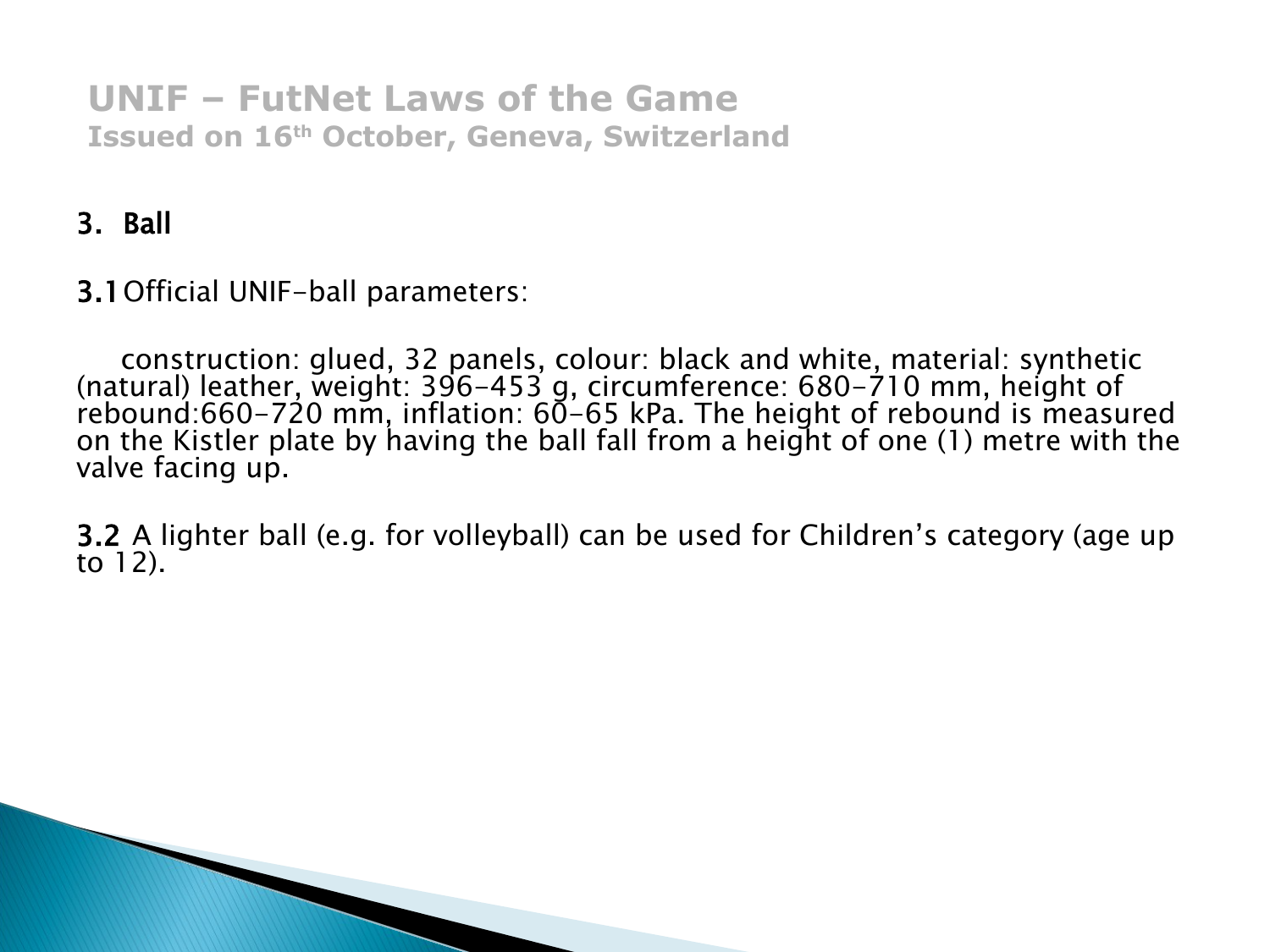# UNIF – FutNet Laws of the Game

**Issued on 16th October, Geneva, Switzerland**

## 3. Ball

**3.1** Official UNIF-ball parameters:

construction: glued, 32 panels, colour: black and white, material: synthetic (natural) leather, weight: 396-453 g, circumference: 680-710 mm, height of rebound:660-720 mm, inflation: 60-65 kPa. The height of rebound is measured on the Kistler plate by having the ball fall from a height of one (1) metre with the valve facing up.

**3.2** A lighter ball (e.g. for volleyball) can be used for Children's category (age up to 12).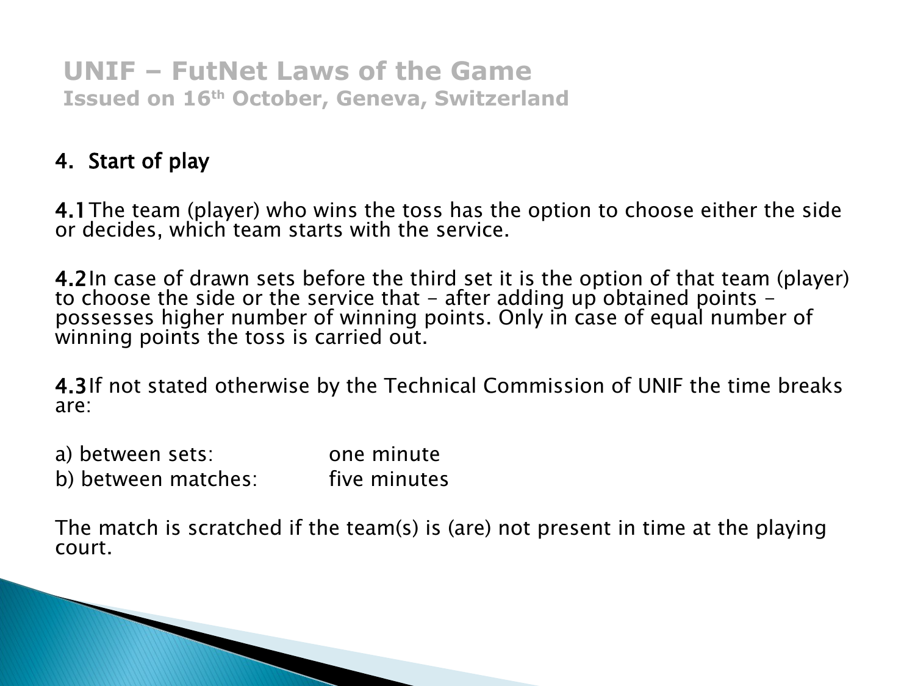## UNIF – FutNet Laws of the Game

**Issued on 16th October, Geneva, Switzerland**

### 4. Start of play

**4.1** The team (player) who wins the toss has the option to choose either the side or decides, which team starts with the service.

**4.2** In case of drawn sets before the third set it is the option of that team (player) to choose the side or the service that – after adding up obtained points – possesses higher number of winning points. Only in case of equal number of winning points the toss is carried out.

**4.3** If not stated otherwise by the Technical Commission of UNIF the time breaks are:

| | |
|---|---|
| a) between sets: | one minute |
| b) between matches: | five minutes |

The match is scratched if the team(s) is (are) not present in time at the playing court.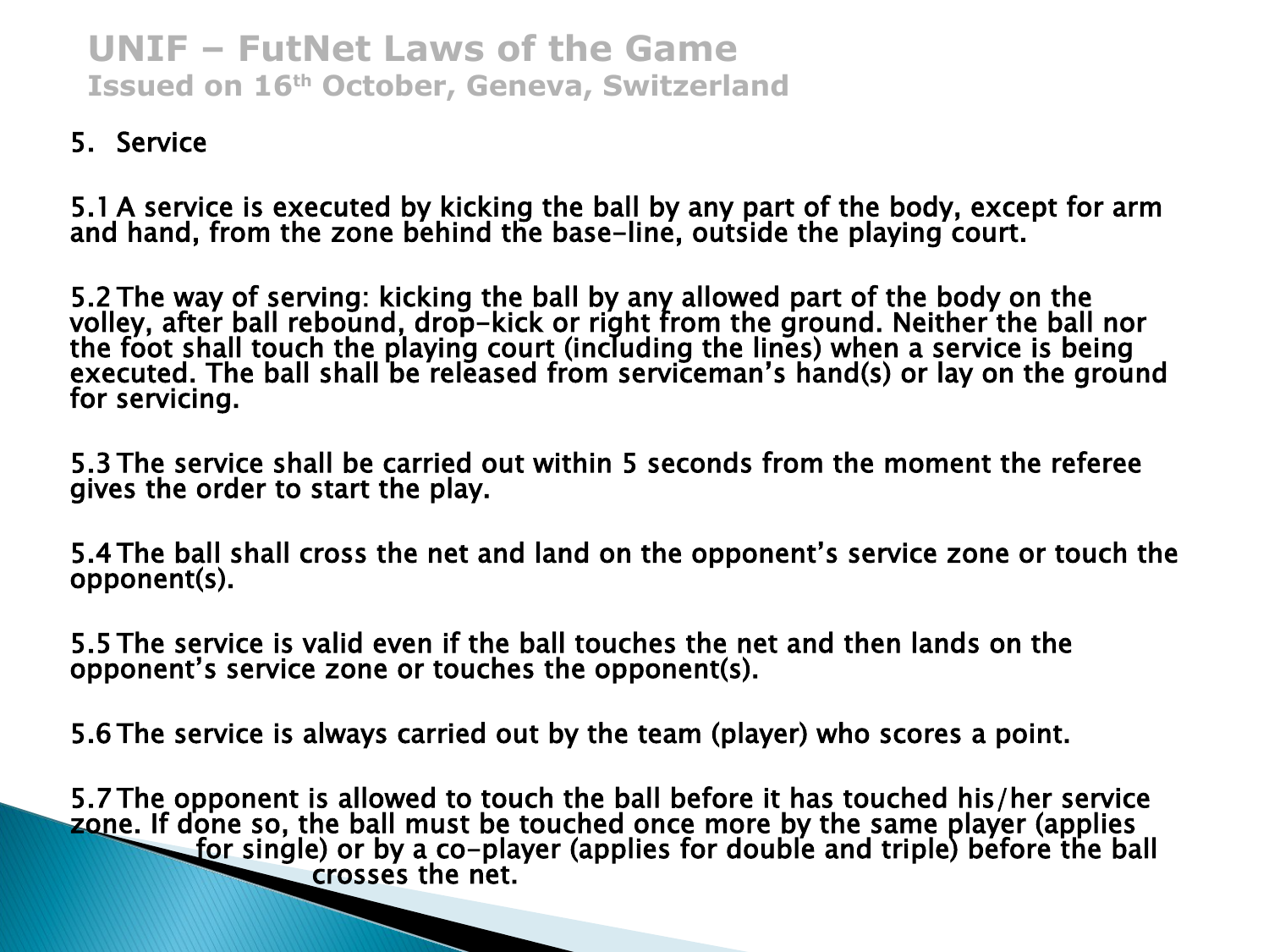## 5. Service

5.1 A service is executed by kicking the ball by any part of the body, except for arm and hand, from the zone behind the base-line, outside the playing court.

5.2 The way of serving: kicking the ball by any allowed part of the body on the volley, after ball rebound, drop-kick or right from the ground. Neither the ball nor the foot shall touch the playing court (including the lines) when a service is being executed. The ball shall be released from serviceman's hand(s) or lay on the ground for servicing.

5.3 The service shall be carried out within 5 seconds from the moment the referee gives the order to start the play.

5.4 The ball shall cross the net and land on the opponent's service zone or touch the opponent(s).

5.5 The service is valid even if the ball touches the net and then lands on the opponent's service zone or touches the opponent(s).

5.6 The service is always carried out by the team (player) who scores a point.

5.7 The opponent is allowed to touch the ball before it has touched his/her service zone. If done so, the ball must be touched once more by the same player (applies for single) or by a co-player (applies for double and triple) before the ball crosses the net.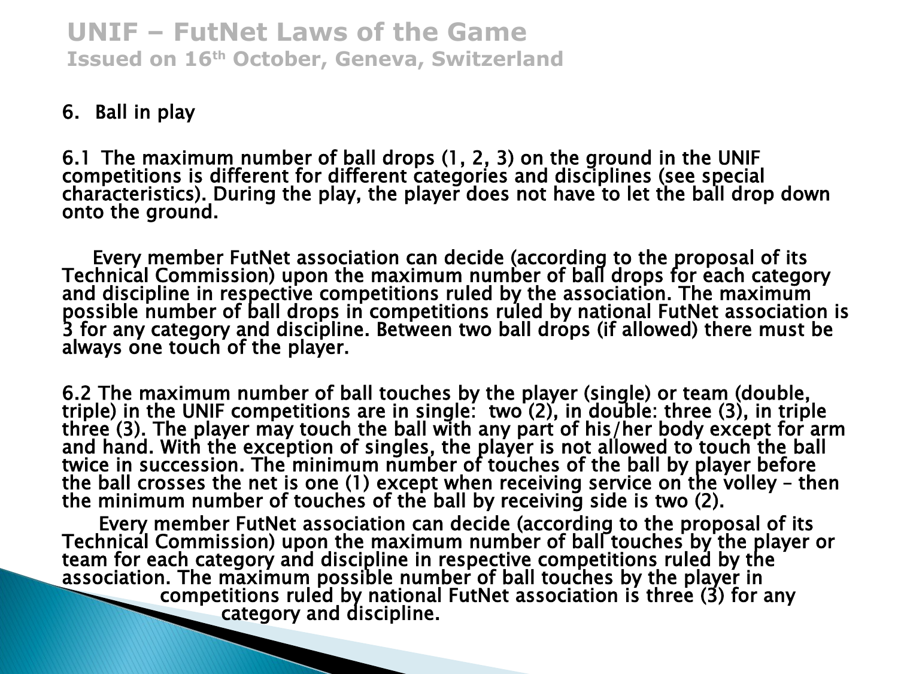## 6. Ball in play

6.1 The maximum number of ball drops (1, 2, 3) on the ground in the UNIF competitions is different for different categories and disciplines (see special characteristics). During the play, the player does not have to let the ball drop down onto the ground.

Every member FutNet association can decide (according to the proposal of its Technical Commission) upon the maximum number of ball drops for each category and discipline in respective competitions ruled by the association. The maximum possible number of ball drops in competitions ruled by national FutNet association is 3 for any category and discipline. Between two ball drops (if allowed) there must be always one touch of the player.

6.2 The maximum number of ball touches by the player (single) or team (double, triple) in the UNIF competitions are in single: two (2), in double: three (3), in triple three (3). The player may touch the ball with any part of his/her body except for arm and hand. With the exception of singles, the player is not allowed to touch the ball twice in succession. The minimum number of touches of the ball by player before the ball crosses the net is one (1) except when receiving service on the volley – then the minimum number of touches of the ball by receiving side is two (2).

Every member FutNet association can decide (according to the proposal of its Technical Commission) upon the maximum number of ball touches by the player or team for each category and discipline in respective competitions ruled by the association. The maximum possible number of ball touches by the player in competitions ruled by national FutNet association is three (3) for any category and discipline.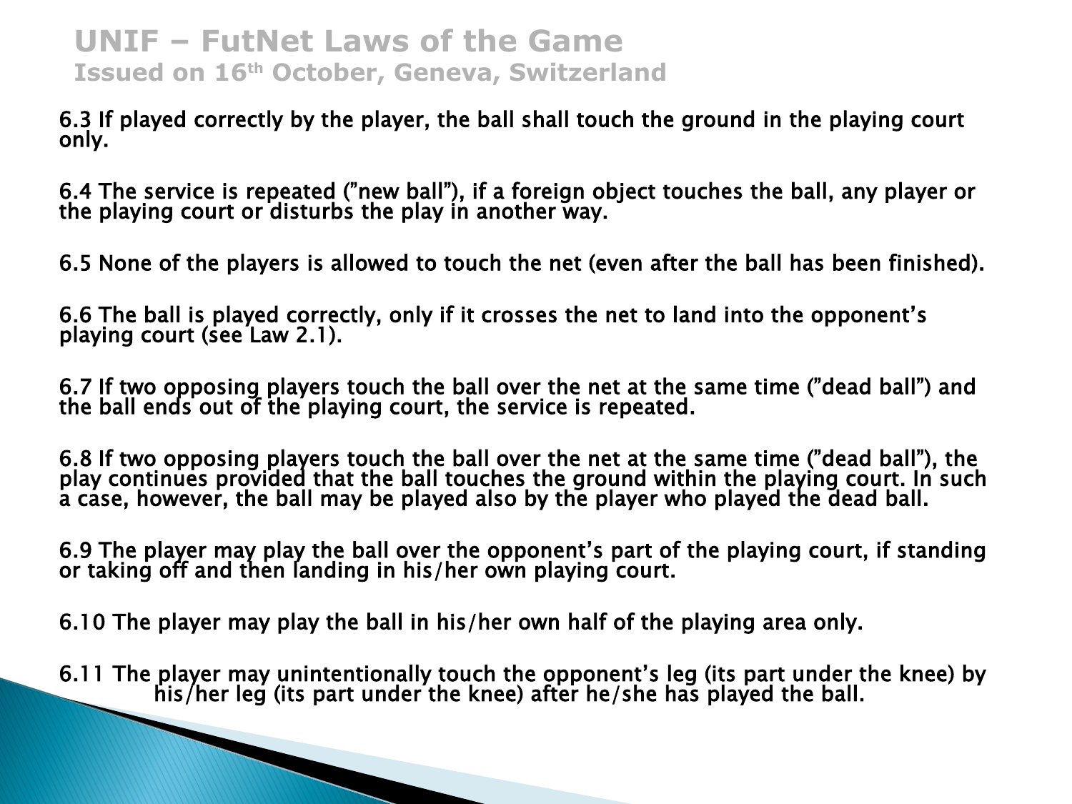# UNIF – FutNet Laws of the Game

**Issued on 16th October, Geneva, Switzerland**

6.3 If played correctly by the player, the ball shall touch the ground in the playing court only.

6.4 The service is repeated ("new ball"), if a foreign object touches the ball, any player or the playing court or disturbs the play in another way.

6.5 None of the players is allowed to touch the net (even after the ball has been finished).

6.6 The ball is played correctly, only if it crosses the net to land into the opponent's playing court (see Law 2.1).

6.7 If two opposing players touch the ball over the net at the same time ("dead ball") and the ball ends out of the playing court, the service is repeated.

6.8 If two opposing players touch the ball over the net at the same time ("dead ball"), the play continues provided that the ball touches the ground within the playing court. In such a case, however, the ball may be played also by the player who played the dead ball.

6.9 The player may play the ball over the opponent's part of the playing court, if standing or taking off and then landing in his/her own playing court.

6.10 The player may play the ball in his/her own half of the playing area only.

6.11 The player may unintentionally touch the opponent's leg (its part under the knee) by his/her leg (its part under the knee) after he/she has played the ball.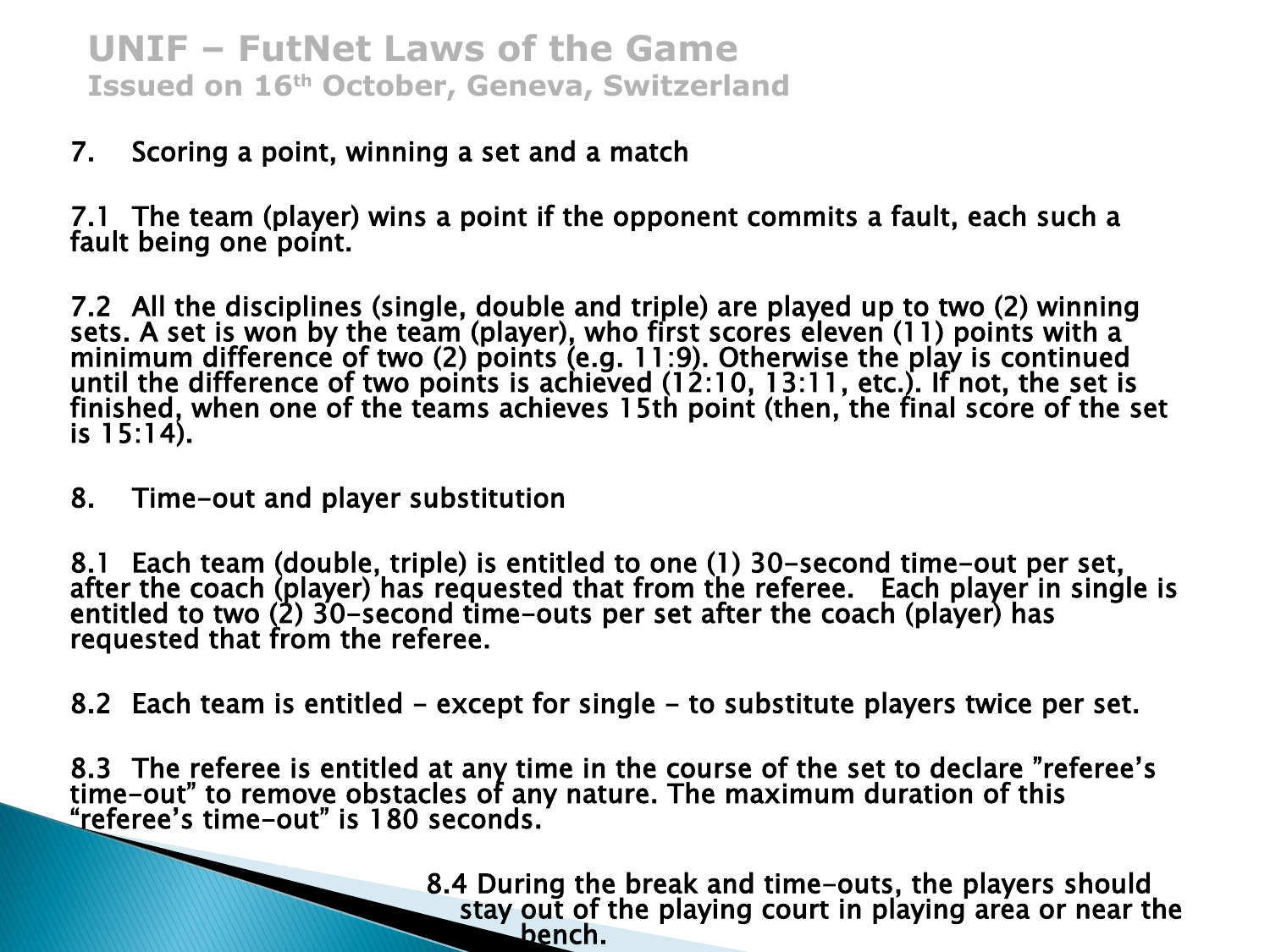## UNIF – FutNet Laws of the Game
### Issued on 16th October, Geneva, Switzerland

### 7. Scoring a point, winning a set and a match

7.1 The team (player) wins a point if the opponent commits a fault, each such a fault being one point.

7.2 All the disciplines (single, double and triple) are played up to two (2) winning sets. A set is won by the team (player), who first scores eleven (11) points with a minimum difference of two (2) points (e.g. 11:9). Otherwise the play is continued until the difference of two points is achieved (12:10, 13:11, etc.). If not, the set is finished, when one of the teams achieves 15th point (then, the final score of the set is 15:14).

### 8. Time-out and player substitution

8.1 Each team (double, triple) is entitled to one (1) 30-second time-out per set, after the coach (player) has requested that from the referee. Each player in single is entitled to two (2) 30-second time-outs per set after the coach (player) has requested that from the referee.

8.2 Each team is entitled – except for single – to substitute players twice per set.

8.3 The referee is entitled at any time in the course of the set to declare "referee's time-out" to remove obstacles of any nature. The maximum duration of this "referee's time-out" is 180 seconds.

8.4 During the break and time-outs, the players should stay out of the playing court in playing area or near the bench.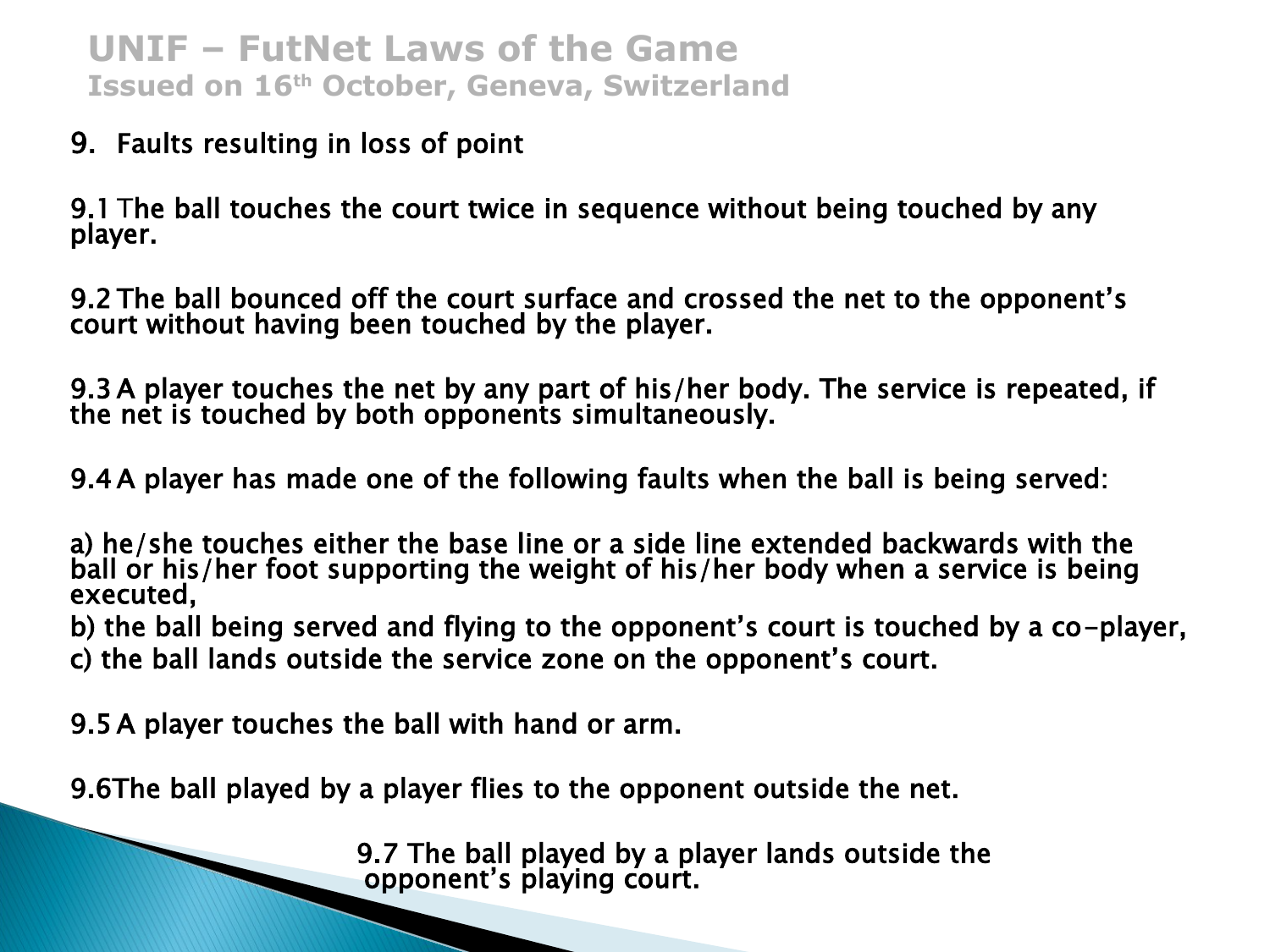# UNIF – FutNet Laws of the Game

**Issued on 16th October, Geneva, Switzerland**

## 9. Faults resulting in loss of point

9.1 The ball touches the court twice in sequence without being touched by any player.

9.2 The ball bounced off the court surface and crossed the net to the opponent's court without having been touched by the player.

9.3 A player touches the net by any part of his/her body. The service is repeated, if the net is touched by both opponents simultaneously.

9.4 A player has made one of the following faults when the ball is being served:

a) he/she touches either the base line or a side line extended backwards with the ball or his/her foot supporting the weight of his/her body when a service is being executed,

b) the ball being served and flying to the opponent's court is touched by a co-player,

c) the ball lands outside the service zone on the opponent's court.

9.5 A player touches the ball with hand or arm.

9.6 The ball played by a player flies to the opponent outside the net.

9.7 The ball played by a player lands outside the opponent's playing court.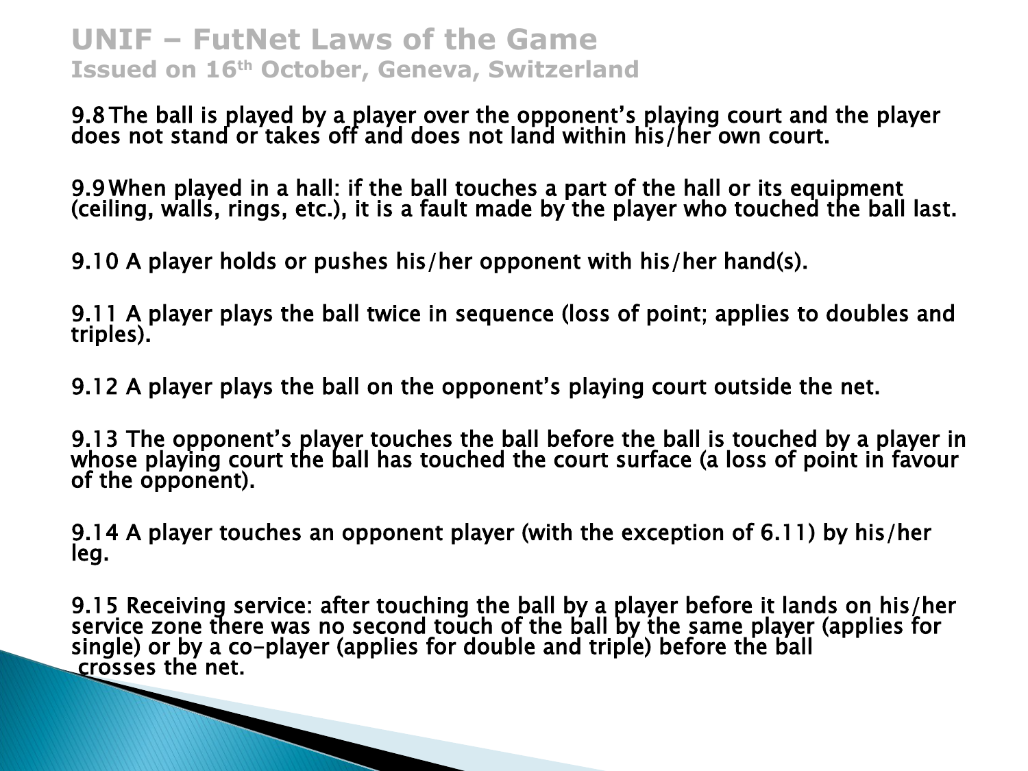# UNIF – FutNet Laws of the Game

## Issued on 16th October, Geneva, Switzerland

9.8 The ball is played by a player over the opponent's playing court and the player does not stand or takes off and does not land within his/her own court.

9.9 When played in a hall: if the ball touches a part of the hall or its equipment (ceiling, walls, rings, etc.), it is a fault made by the player who touched the ball last.

9.10 A player holds or pushes his/her opponent with his/her hand(s).

9.11 A player plays the ball twice in sequence (loss of point; applies to doubles and triples).

9.12 A player plays the ball on the opponent's playing court outside the net.

9.13 The opponent's player touches the ball before the ball is touched by a player in whose playing court the ball has touched the court surface (a loss of point in favour of the opponent).

9.14 A player touches an opponent player (with the exception of 6.11) by his/her leg.

9.15 Receiving service: after touching the ball by a player before it lands on his/her service zone there was no second touch of the ball by the same player (applies for single) or by a co-player (applies for double and triple) before the ball crosses the net.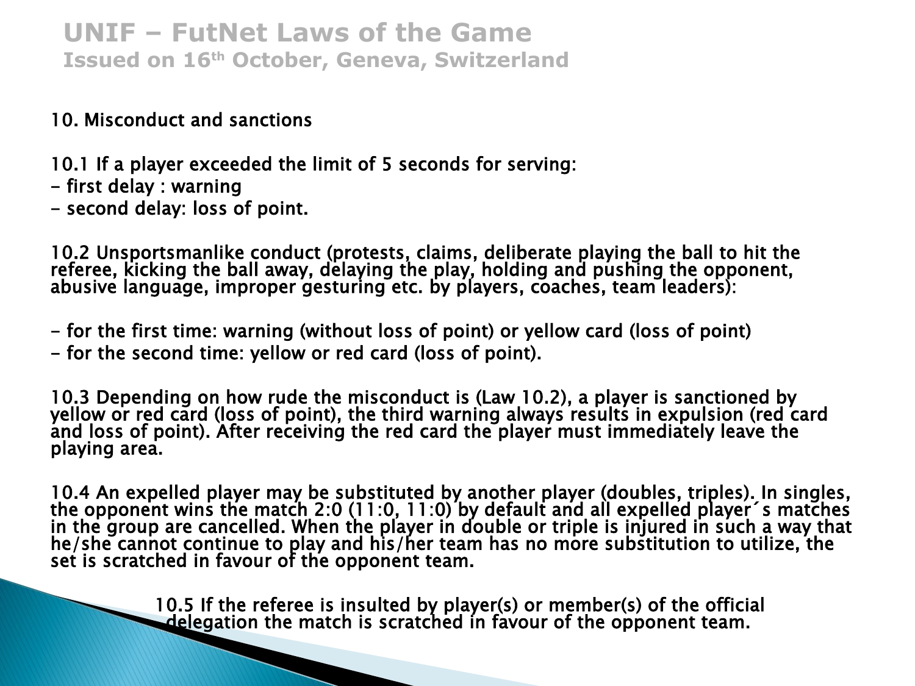# UNIF – FutNet Laws of the Game

**Issued on 16th October, Geneva, Switzerland**

## 10. Misconduct and sanctions

10.1 If a player exceeded the limit of 5 seconds for serving:

- first delay : warning
- second delay: loss of point.

10.2 Unsportsmanlike conduct (protests, claims, deliberate playing the ball to hit the referee, kicking the ball away, delaying the play, holding and pushing the opponent, abusive language, improper gesturing etc. by players, coaches, team leaders):

- for the first time: warning (without loss of point) or yellow card (loss of point)
- for the second time: yellow or red card (loss of point).

10.3 Depending on how rude the misconduct is (Law 10.2), a player is sanctioned by yellow or red card (loss of point), the third warning always results in expulsion (red card and loss of point). After receiving the red card the player must immediately leave the playing area.

10.4 An expelled player may be substituted by another player (doubles, triples). In singles, the opponent wins the match 2:0 (11:0, 11:0) by default and all expelled player´s matches in the group are cancelled. When the player in double or triple is injured in such a way that he/she cannot continue to play and his/her team has no more substitution to utilize, the set is scratched in favour of the opponent team.

10.5 If the referee is insulted by player(s) or member(s) of the official delegation the match is scratched in favour of the opponent team.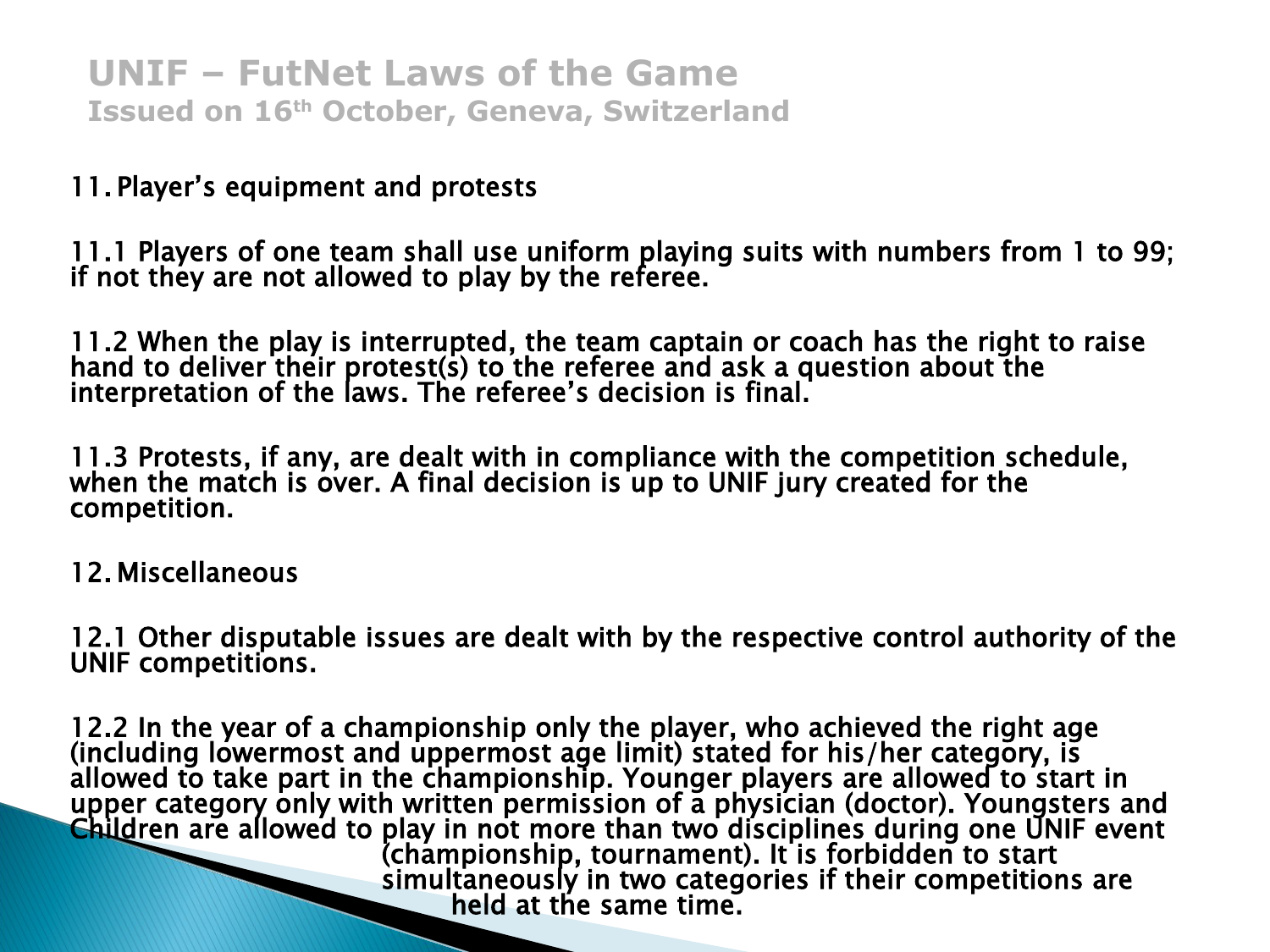# UNIF – FutNet Laws of the Game

Issued on 16th October, Geneva, Switzerland

## 11. Player's equipment and protests

11.1 Players of one team shall use uniform playing suits with numbers from 1 to 99; if not they are not allowed to play by the referee.

11.2 When the play is interrupted, the team captain or coach has the right to raise hand to deliver their protest(s) to the referee and ask a question about the interpretation of the laws. The referee's decision is final.

11.3 Protests, if any, are dealt with in compliance with the competition schedule, when the match is over. A final decision is up to UNIF jury created for the competition.

## 12. Miscellaneous

12.1 Other disputable issues are dealt with by the respective control authority of the UNIF competitions.

12.2 In the year of a championship only the player, who achieved the right age (including lowermost and uppermost age limit) stated for his/her category, is allowed to take part in the championship. Younger players are allowed to start in upper category only with written permission of a physician (doctor). Youngsters and Children are allowed to play in not more than two disciplines during one UNIF event (championship, tournament). It is forbidden to start simultaneously in two categories if their competitions are held at the same time.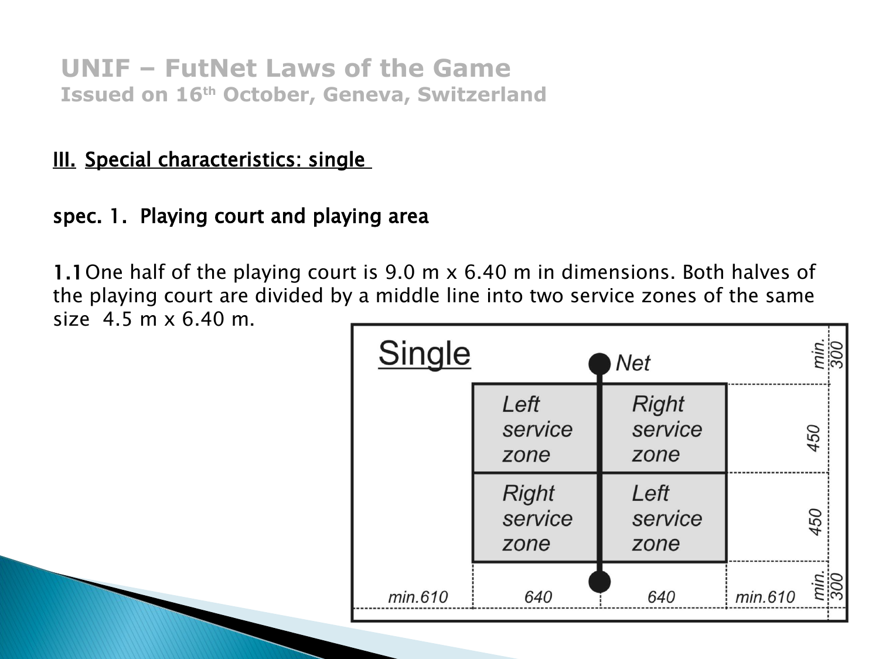# UNIF – FutNet Laws of the Game

**Issued on 16th October, Geneva, Switzerland**

## III. Special characteristics: single

### spec. 1. Playing court and playing area

**1.1** One half of the playing court is 9.0 m x 6.40 m in dimensions. Both halves of the playing court are divided by a middle line into two service zones of the same size 4.5 m x 6.40 m.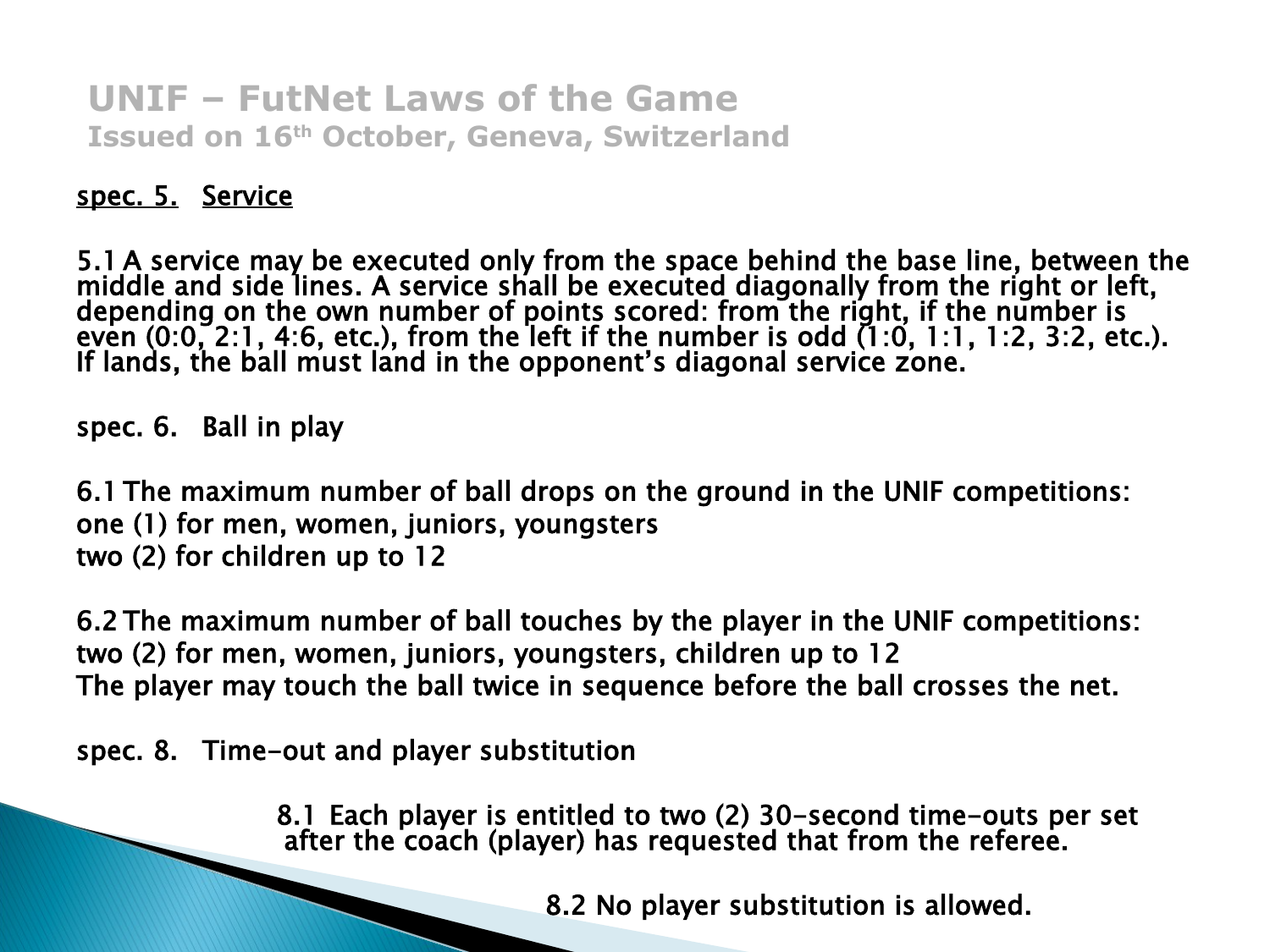## UNIF – FutNet Laws of the Game

**Issued on 16th October, Geneva, Switzerland**

### spec. 5. Service

5.1 A service may be executed only from the space behind the base line, between the middle and side lines. A service shall be executed diagonally from the right or left, depending on the own number of points scored: from the right, if the number is even (0:0, 2:1, 4:6, etc.), from the left if the number is odd (1:0, 1:1, 1:2, 3:2, etc.). If lands, the ball must land in the opponent's diagonal service zone.

### spec. 6. Ball in play

6.1 The maximum number of ball drops on the ground in the UNIF competitions:
one (1) for men, women, juniors, youngsters
two (2) for children up to 12

6.2 The maximum number of ball touches by the player in the UNIF competitions:
two (2) for men, women, juniors, youngsters, children up to 12
The player may touch the ball twice in sequence before the ball crosses the net.

### spec. 8. Time-out and player substitution

8.1 Each player is entitled to two (2) 30-second time-outs per set after the coach (player) has requested that from the referee.

8.2 No player substitution is allowed.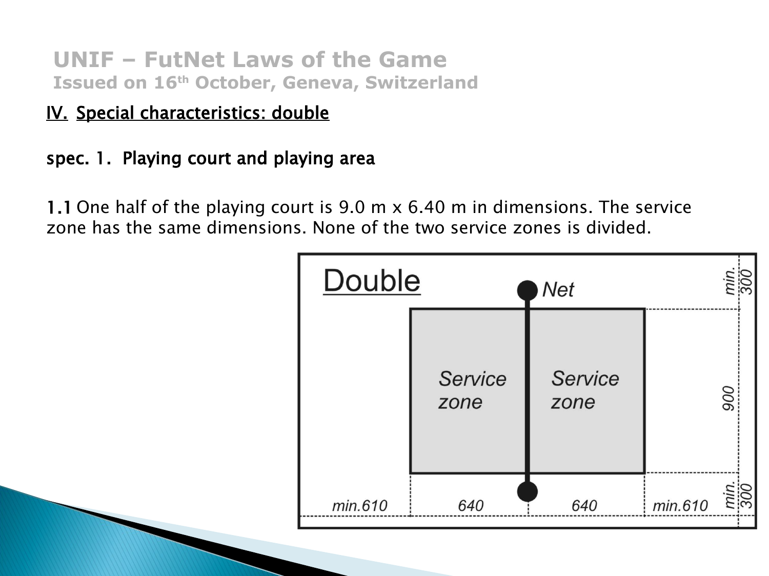# UNIF – FutNet Laws of the Game

**Issued on 16th October, Geneva, Switzerland**

## IV. Special characteristics: double

### spec. 1. Playing court and playing area

**1.1** One half of the playing court is 9.0 m x 6.40 m in dimensions. The service zone has the same dimensions. None of the two service zones is divided.

Double

Net

Service zone | Service zone

min.610 | 640 | 640 | min.610

min. 300 | 900 | min. 300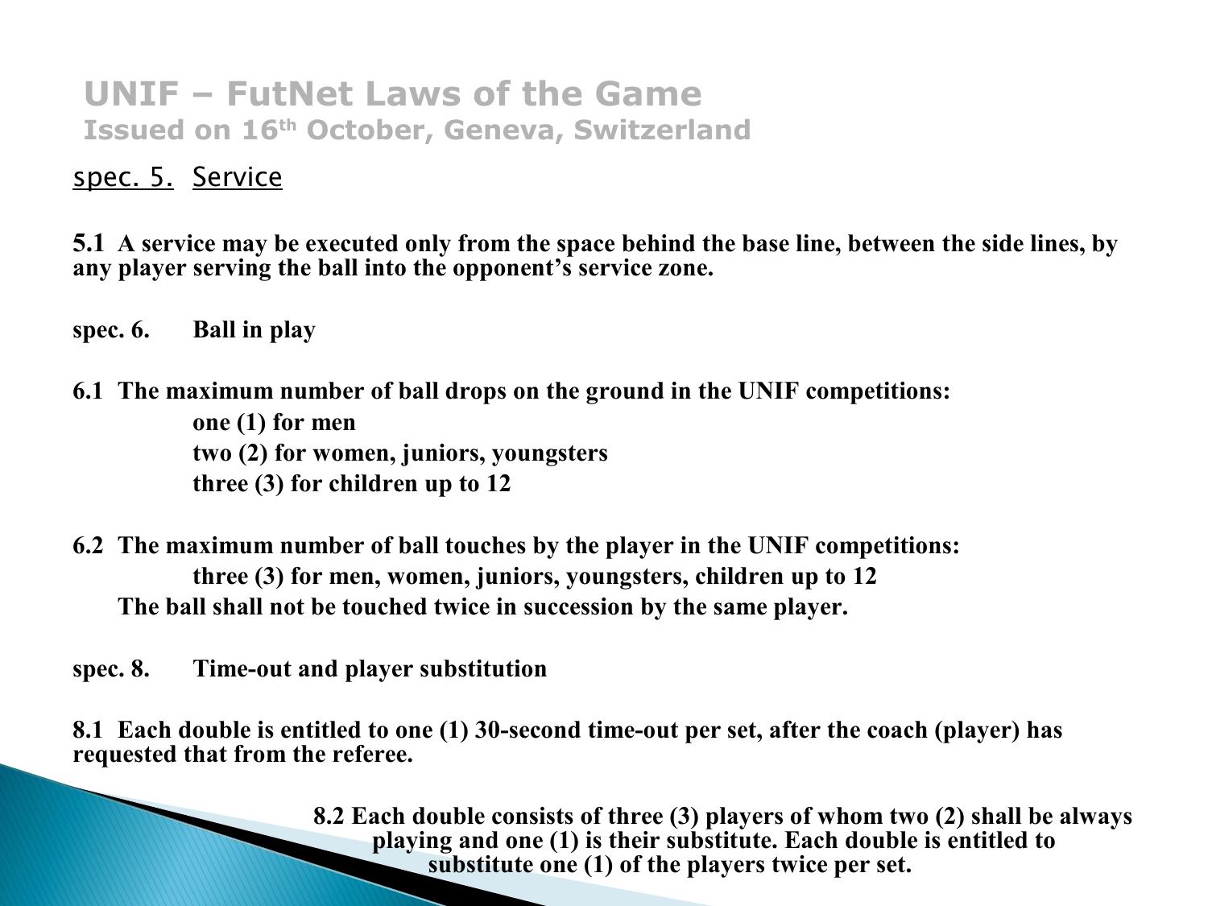## UNIF – FutNet Laws of the Game
### Issued on 16th October, Geneva, Switzerland

spec. 5. Service

**5.1 A service may be executed only from the space behind the base line, between the side lines, by any player serving the ball into the opponent's service zone.**

**spec. 6. Ball in play**

**6.1 The maximum number of ball drops on the ground in the UNIF competitions:**

**one (1) for men**
**two (2) for women, juniors, youngsters**
**three (3) for children up to 12**

**6.2 The maximum number of ball touches by the player in the UNIF competitions:**

**three (3) for men, women, juniors, youngsters, children up to 12**

**The ball shall not be touched twice in succession by the same player.**

**spec. 8. Time-out and player substitution**

**8.1 Each double is entitled to one (1) 30-second time-out per set, after the coach (player) has requested that from the referee.**

**8.2 Each double consists of three (3) players of whom two (2) shall be always playing and one (1) is their substitute. Each double is entitled to substitute one (1) of the players twice per set.**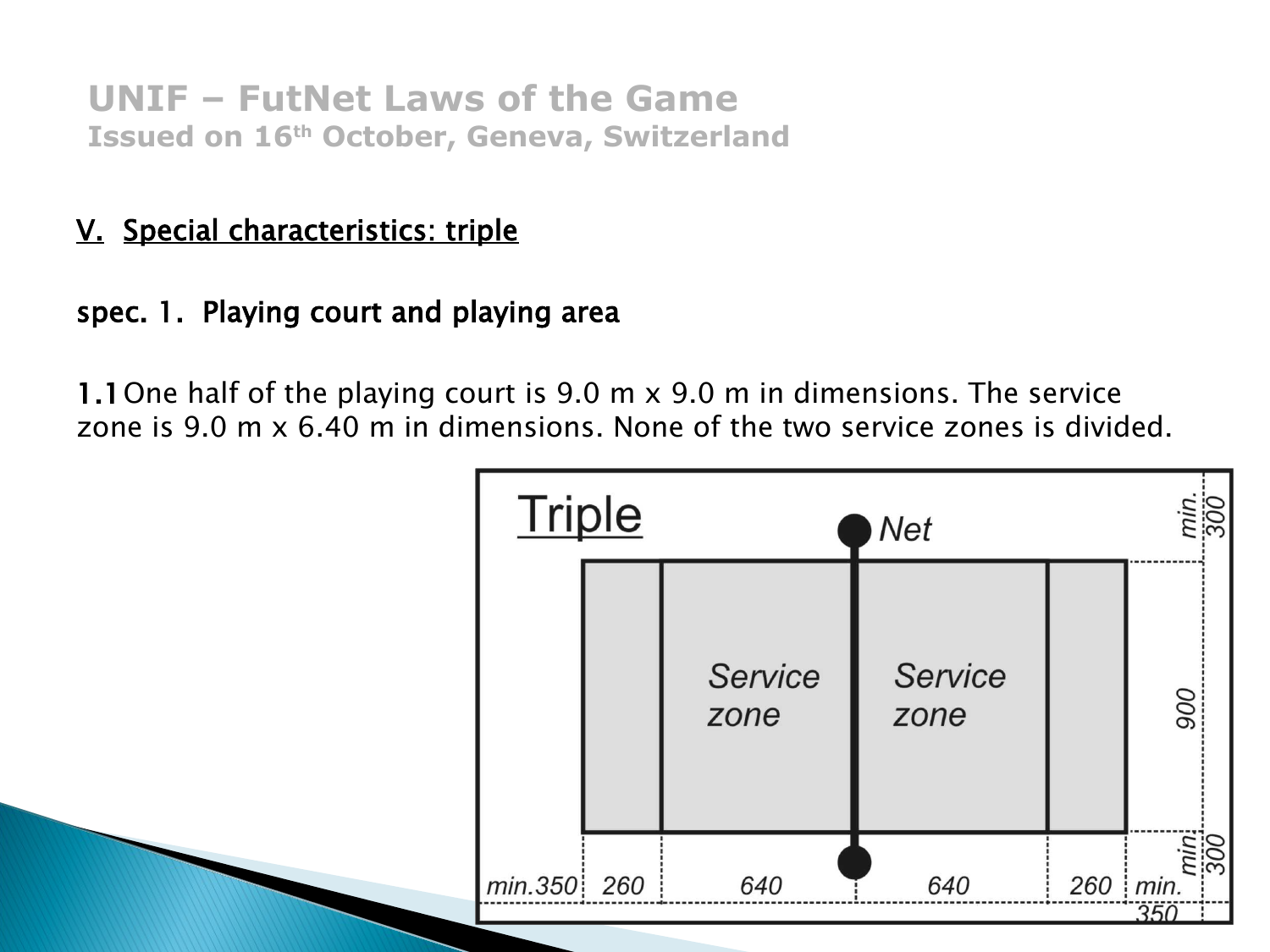# UNIF – FutNet Laws of the Game

**Issued on 16th October, Geneva, Switzerland**

## V. Special characteristics: triple

### spec. 1. Playing court and playing area

**1.1** One half of the playing court is 9.0 m x 9.0 m in dimensions. The service zone is 9.0 m x 6.40 m in dimensions. None of the two service zones is divided.

Triple

Net

Service zone

Service zone

min. 300

900

min. 300

min.350 | 260 | 640 | 640 | 260 | min. 350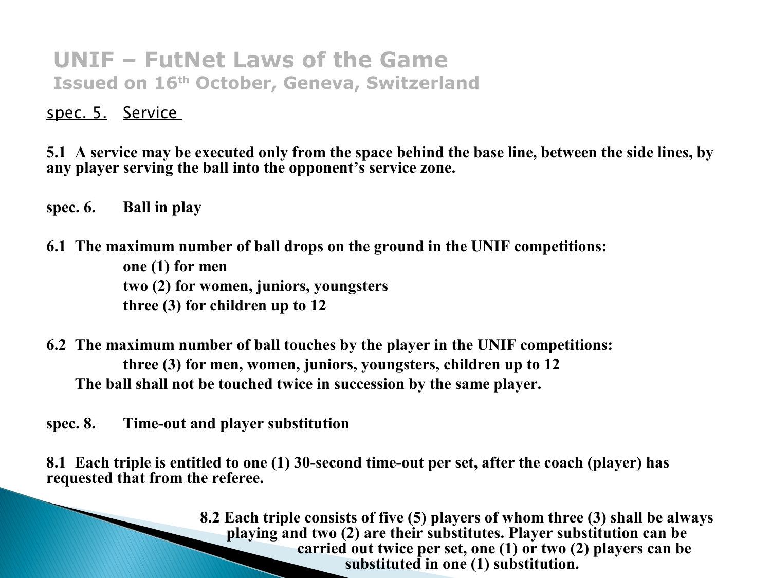## UNIF – FutNet Laws of the Game
### Issued on 16th October, Geneva, Switzerland

spec. 5. Service

**5.1 A service may be executed only from the space behind the base line, between the side lines, by any player serving the ball into the opponent's service zone.**

**spec. 6. Ball in play**

**6.1 The maximum number of ball drops on the ground in the UNIF competitions:**

**one (1) for men**
**two (2) for women, juniors, youngsters**
**three (3) for children up to 12**

**6.2 The maximum number of ball touches by the player in the UNIF competitions:**

**three (3) for men, women, juniors, youngsters, children up to 12**

**The ball shall not be touched twice in succession by the same player.**

**spec. 8. Time-out and player substitution**

**8.1 Each triple is entitled to one (1) 30-second time-out per set, after the coach (player) has requested that from the referee.**

**8.2 Each triple consists of five (5) players of whom three (3) shall be always playing and two (2) are their substitutes. Player substitution can be carried out twice per set, one (1) or two (2) players can be substituted in one (1) substitution.**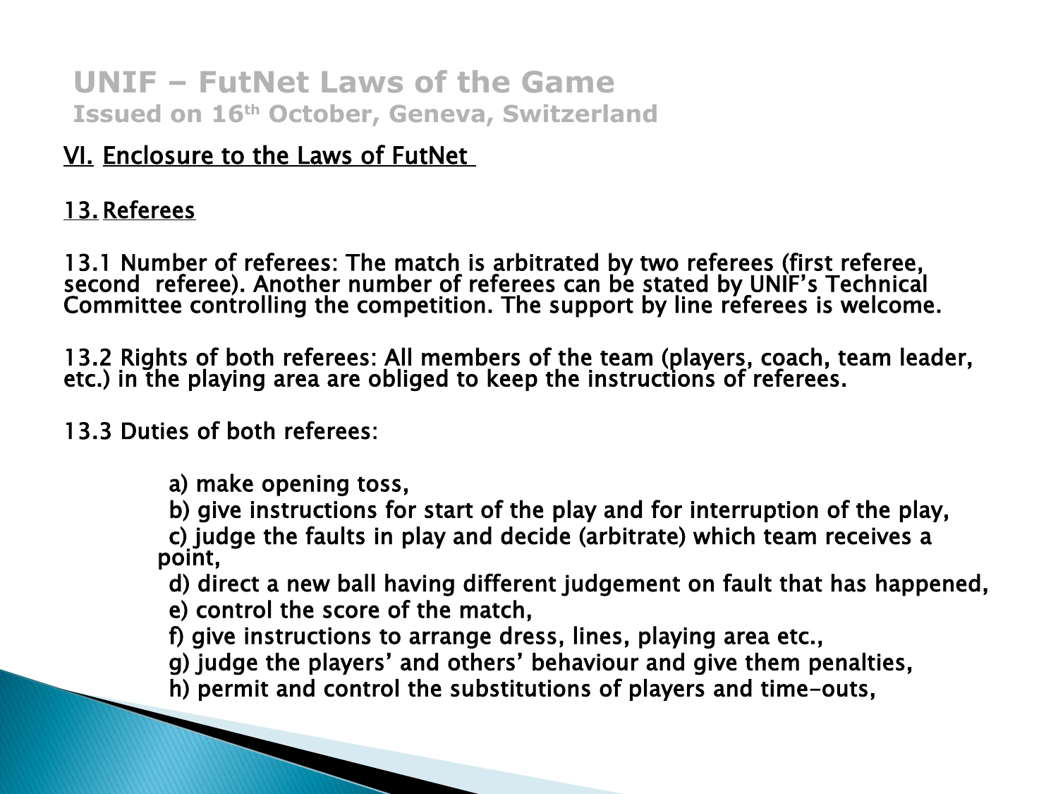# UNIF – FutNet Laws of the Game

**Issued on 16th October, Geneva, Switzerland**

## VI. Enclosure to the Laws of FutNet

### 13. Referees

13.1 Number of referees: The match is arbitrated by two referees (first referee, second referee). Another number of referees can be stated by UNIF's Technical Committee controlling the competition. The support by line referees is welcome.

13.2 Rights of both referees: All members of the team (players, coach, team leader, etc.) in the playing area are obliged to keep the instructions of referees.

13.3 Duties of both referees:

a) make opening toss,
b) give instructions for start of the play and for interruption of the play,
c) judge the faults in play and decide (arbitrate) which team receives a point,
d) direct a new ball having different judgement on fault that has happened,
e) control the score of the match,
f) give instructions to arrange dress, lines, playing area etc.,
g) judge the players' and others' behaviour and give them penalties,
h) permit and control the substitutions of players and time-outs,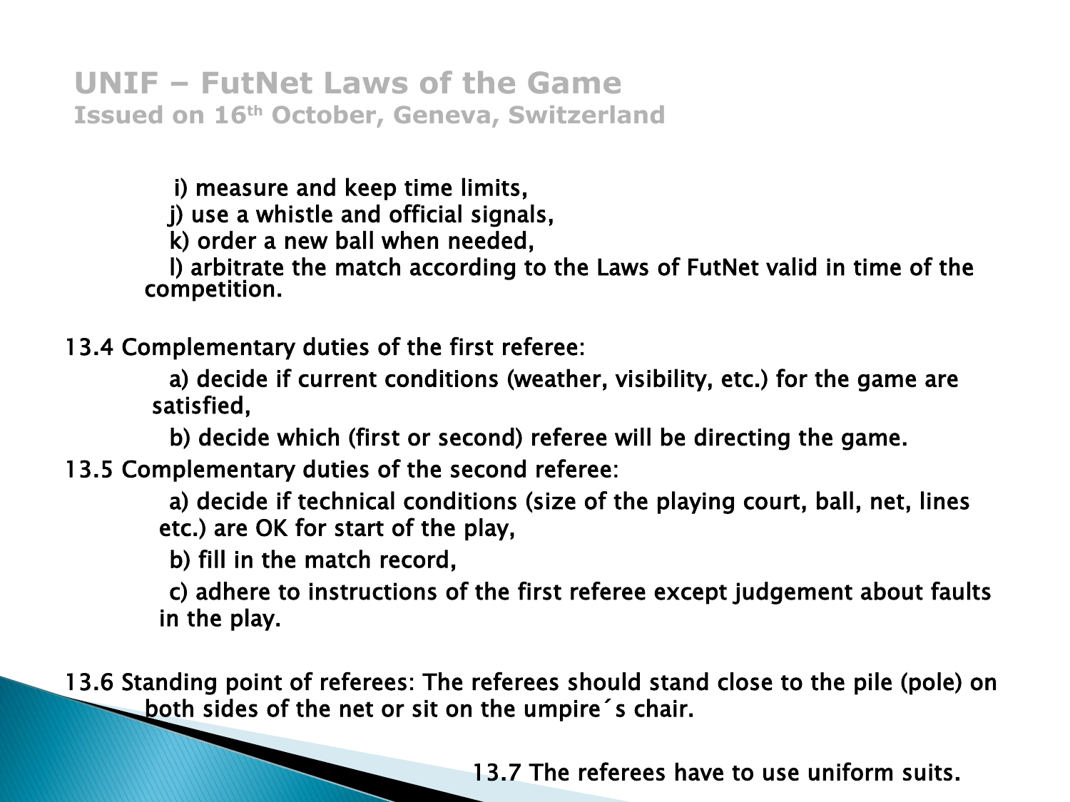i) measure and keep time limits,

j) use a whistle and official signals,

k) order a new ball when needed,

l) arbitrate the match according to the Laws of FutNet valid in time of the competition.

13.4 Complementary duties of the first referee:

a) decide if current conditions (weather, visibility, etc.) for the game are satisfied,

b) decide which (first or second) referee will be directing the game.

13.5 Complementary duties of the second referee:

a) decide if technical conditions (size of the playing court, ball, net, lines etc.) are OK for start of the play,

b) fill in the match record,

c) adhere to instructions of the first referee except judgement about faults in the play.

13.6 Standing point of referees: The referees should stand close to the pile (pole) on both sides of the net or sit on the umpire´s chair.

13.7 The referees have to use uniform suits.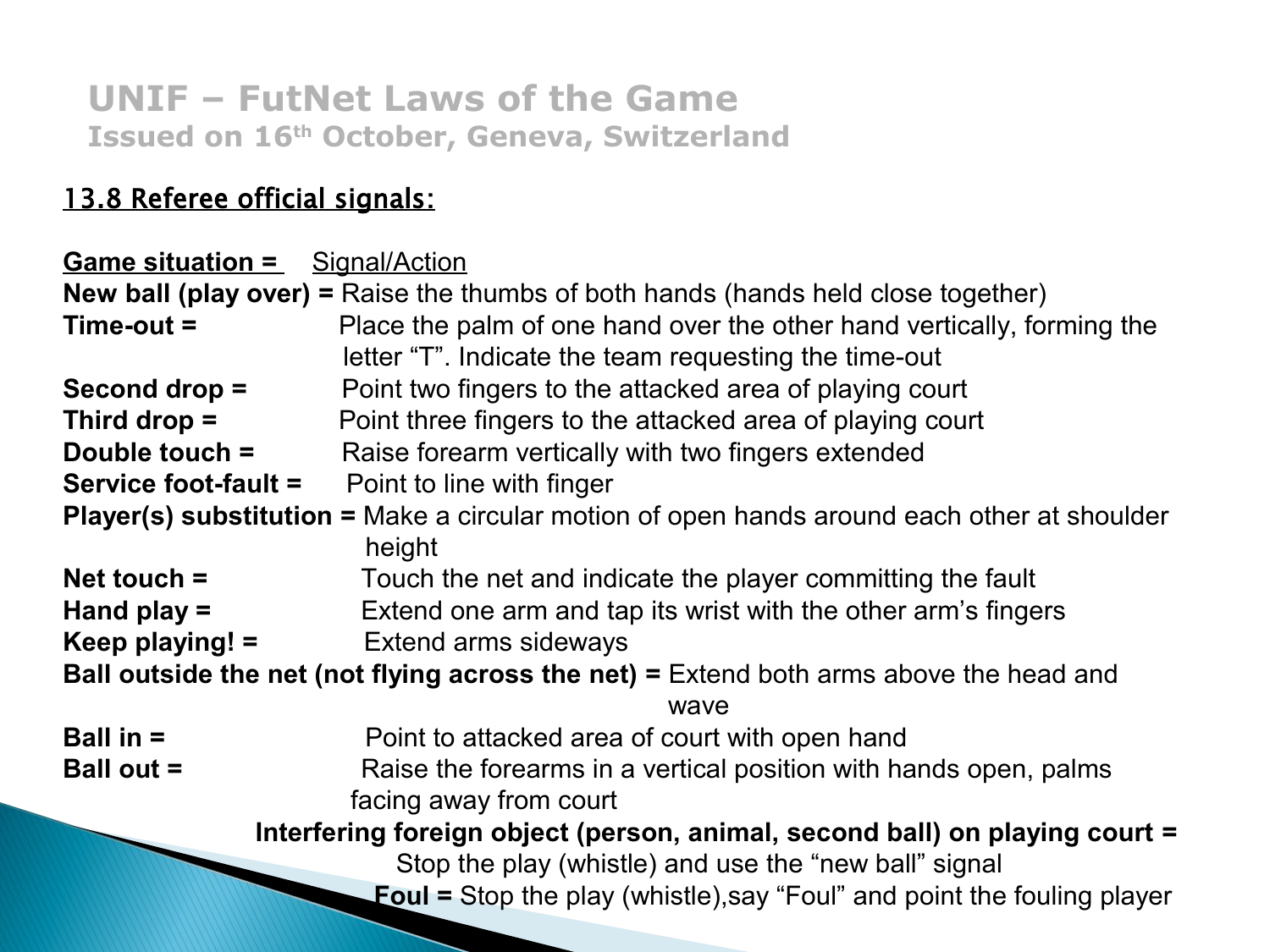## UNIF – FutNet Laws of the Game

**Issued on 16th October, Geneva, Switzerland**

### 13.8 Referee official signals:

**Game situation =** Signal/Action

**New ball (play over) =** Raise the thumbs of both hands (hands held close together)

**Time-out =** Place the palm of one hand over the other hand vertically, forming the letter "T". Indicate the team requesting the time-out

**Second drop =** Point two fingers to the attacked area of playing court

**Third drop =** Point three fingers to the attacked area of playing court

**Double touch =** Raise forearm vertically with two fingers extended

**Service foot-fault =** Point to line with finger

**Player(s) substitution =** Make a circular motion of open hands around each other at shoulder height

**Net touch =** Touch the net and indicate the player committing the fault

**Hand play =** Extend one arm and tap its wrist with the other arm's fingers

**Keep playing! =** Extend arms sideways

**Ball outside the net (not flying across the net) =** Extend both arms above the head and wave

**Ball in =** Point to attacked area of court with open hand

**Ball out =** Raise the forearms in a vertical position with hands open, palms facing away from court

**Interfering foreign object (person, animal, second ball) on playing court =** Stop the play (whistle) and use the "new ball" signal

**Foul =** Stop the play (whistle),say "Foul" and point the fouling player